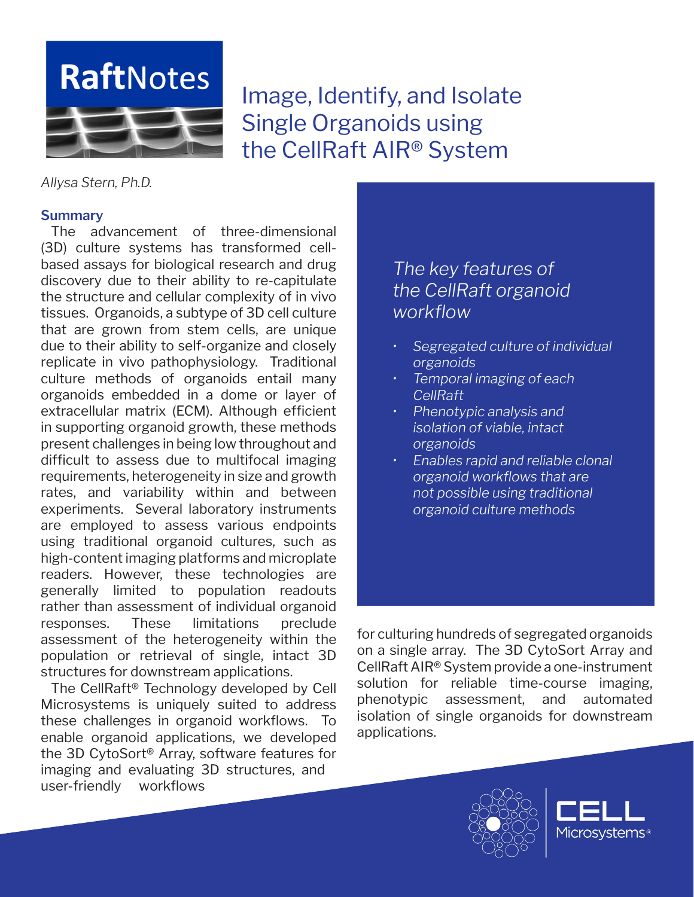# RaftNotes

# Image, Identify, and Isolate Single Organoids using the CellRaft AIR® System

*Allysa Stern, Ph.D.*

### Summary

The advancement of three-dimensional (3D) culture systems has transformed cell-based assays for biological research and drug discovery due to their ability to re-capitulate the structure and cellular complexity of in vivo tissues. Organoids, a subtype of 3D cell culture that are grown from stem cells, are unique due to their ability to self-organize and closely replicate in vivo pathophysiology. Traditional culture methods of organoids entail many organoids embedded in a dome or layer of extracellular matrix (ECM). Although efficient in supporting organoid growth, these methods present challenges in being low throughout and difficult to assess due to multifocal imaging requirements, heterogeneity in size and growth rates, and variability within and between experiments. Several laboratory instruments are employed to assess various endpoints using traditional organoid cultures, such as high-content imaging platforms and microplate readers. However, these technologies are generally limited to population readouts rather than assessment of individual organoid responses. These limitations preclude assessment of the heterogeneity within the population or retrieval of single, intact 3D structures for downstream applications.

The CellRaft® Technology developed by Cell Microsystems is uniquely suited to address these challenges in organoid workflows. To enable organoid applications, we developed the 3D CytoSort® Array, software features for imaging and evaluating 3D structures, and user-friendly workflows for culturing hundreds of segregated organoids on a single array. The 3D CytoSort Array and CellRaft AIR® System provide a one-instrument solution for reliable time-course imaging, phenotypic assessment, and automated isolation of single organoids for downstream applications.

*The key features of the CellRaft organoid workflow*

- *Segregated culture of individual organoids*
- *Temporal imaging of each CellRaft*
- *Phenotypic analysis and isolation of viable, intact organoids*
- *Enables rapid and reliable clonal organoid workflows that are not possible using traditional organoid culture methods*

CELL Microsystems®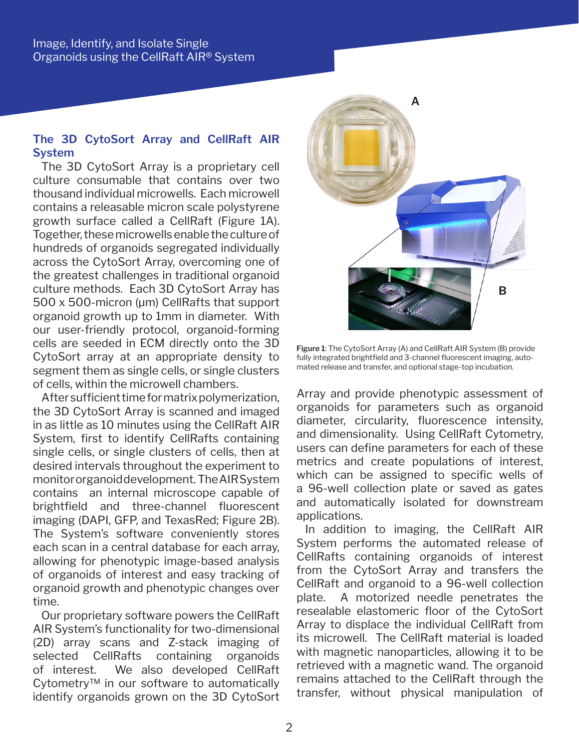## The 3D CytoSort Array and CellRaft AIR System

The 3D CytoSort Array is a proprietary cell culture consumable that contains over two thousand individual microwells. Each microwell contains a releasable micron scale polystyrene growth surface called a CellRaft (Figure 1A). Together, these microwells enable the culture of hundreds of organoids segregated individually across the CytoSort Array, overcoming one of the greatest challenges in traditional organoid culture methods. Each 3D CytoSort Array has 500 x 500-micron (µm) CellRafts that support organoid growth up to 1mm in diameter. With our user-friendly protocol, organoid-forming cells are seeded in ECM directly onto the 3D CytoSort array at an appropriate density to segment them as single cells, or single clusters of cells, within the microwell chambers.

After sufficient time for matrix polymerization, the 3D CytoSort Array is scanned and imaged in as little as 10 minutes using the CellRaft AIR System, first to identify CellRafts containing single cells, or single clusters of cells, then at desired intervals throughout the experiment to monitor organoid development. The AIR System contains an internal microscope capable of brightfield and three-channel fluorescent imaging (DAPI, GFP, and TexasRed; Figure 2B). The System's software conveniently stores each scan in a central database for each array, allowing for phenotypic image-based analysis of organoids of interest and easy tracking of organoid growth and phenotypic changes over time.

Our proprietary software powers the CellRaft AIR System's functionality for two-dimensional (2D) array scans and Z-stack imaging of selected CellRafts containing organoids of interest. We also developed CellRaft Cytometry™ in our software to automatically identify organoids grown on the 3D CytoSort Array and provide phenotypic assessment of organoids for parameters such as organoid diameter, circularity, fluorescence intensity, and dimensionality. Using CellRaft Cytometry, users can define parameters for each of these metrics and create populations of interest, which can be assigned to specific wells of a 96-well collection plate or saved as gates and automatically isolated for downstream applications.

In addition to imaging, the CellRaft AIR System performs the automated release of CellRafts containing organoids of interest from the CytoSort Array and transfers the CellRaft and organoid to a 96-well collection plate. A motorized needle penetrates the resealable elastomeric floor of the CytoSort Array to displace the individual CellRaft from its microwell. The CellRaft material is loaded with magnetic nanoparticles, allowing it to be retrieved with a magnetic wand. The organoid remains attached to the CellRaft through the transfer, without physical manipulation of

**Figure 1**: The CytoSort Array (A) and CellRaft AIR System (B) provide fully integrated brightfield and 3-channel fluorescent imaging, automated release and transfer, and optional stage-top incubation.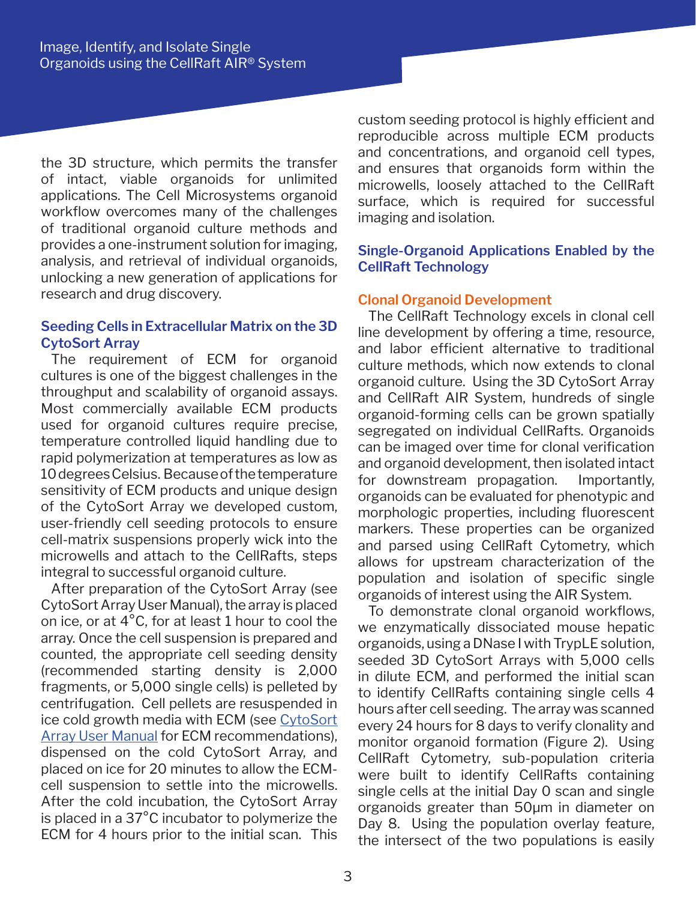the 3D structure, which permits the transfer of intact, viable organoids for unlimited applications. The Cell Microsystems organoid workflow overcomes many of the challenges of traditional organoid culture methods and provides a one-instrument solution for imaging, analysis, and retrieval of individual organoids, unlocking a new generation of applications for research and drug discovery.

### Seeding Cells in Extracellular Matrix on the 3D CytoSort Array

The requirement of ECM for organoid cultures is one of the biggest challenges in the throughput and scalability of organoid assays. Most commercially available ECM products used for organoid cultures require precise, temperature controlled liquid handling due to rapid polymerization at temperatures as low as 10 degrees Celsius. Because of the temperature sensitivity of ECM products and unique design of the CytoSort Array we developed custom, user-friendly cell seeding protocols to ensure cell-matrix suspensions properly wick into the microwells and attach to the CellRafts, steps integral to successful organoid culture.

After preparation of the CytoSort Array (see CytoSort Array User Manual), the array is placed on ice, or at 4˚C, for at least 1 hour to cool the array. Once the cell suspension is prepared and counted, the appropriate cell seeding density (recommended starting density is 2,000 fragments, or 5,000 single cells) is pelleted by centrifugation. Cell pellets are resuspended in ice cold growth media with ECM (see CytoSort Array User Manual for ECM recommendations), dispensed on the cold CytoSort Array, and placed on ice for 20 minutes to allow the ECM-cell suspension to settle into the microwells. After the cold incubation, the CytoSort Array is placed in a 37˚C incubator to polymerize the ECM for 4 hours prior to the initial scan. This custom seeding protocol is highly efficient and reproducible across multiple ECM products and concentrations, and organoid cell types, and ensures that organoids form within the microwells, loosely attached to the CellRaft surface, which is required for successful imaging and isolation.

## Single-Organoid Applications Enabled by the CellRaft Technology

### Clonal Organoid Development

The CellRaft Technology excels in clonal cell line development by offering a time, resource, and labor efficient alternative to traditional culture methods, which now extends to clonal organoid culture. Using the 3D CytoSort Array and CellRaft AIR System, hundreds of single organoid-forming cells can be grown spatially segregated on individual CellRafts. Organoids can be imaged over time for clonal verification and organoid development, then isolated intact for downstream propagation. Importantly, organoids can be evaluated for phenotypic and morphologic properties, including fluorescent markers. These properties can be organized and parsed using CellRaft Cytometry, which allows for upstream characterization of the population and isolation of specific single organoids of interest using the AIR System.

To demonstrate clonal organoid workflows, we enzymatically dissociated mouse hepatic organoids, using a DNase I with TrypLE solution, seeded 3D CytoSort Arrays with 5,000 cells in dilute ECM, and performed the initial scan to identify CellRafts containing single cells 4 hours after cell seeding. The array was scanned every 24 hours for 8 days to verify clonality and monitor organoid formation (Figure 2). Using CellRaft Cytometry, sub-population criteria were built to identify CellRafts containing single cells at the initial Day 0 scan and single organoids greater than 50μm in diameter on Day 8. Using the population overlay feature, the intersect of the two populations is easily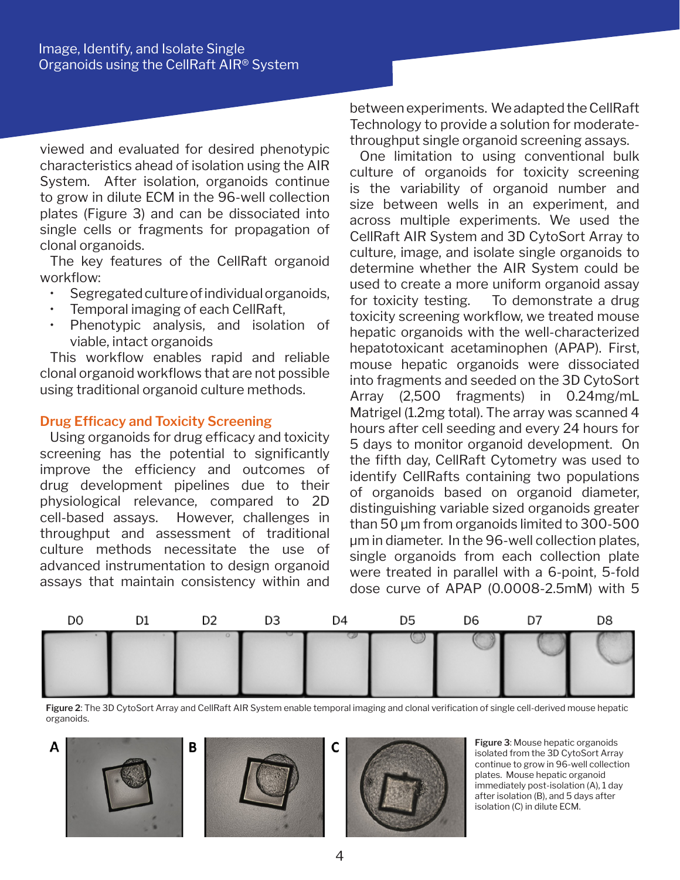viewed and evaluated for desired phenotypic characteristics ahead of isolation using the AIR System. After isolation, organoids continue to grow in dilute ECM in the 96-well collection plates (Figure 3) and can be dissociated into single cells or fragments for propagation of clonal organoids.

The key features of the CellRaft organoid workflow:

- Segregated culture of individual organoids,
- Temporal imaging of each CellRaft,
- Phenotypic analysis, and isolation of viable, intact organoids

This workflow enables rapid and reliable clonal organoid workflows that are not possible using traditional organoid culture methods.

## Drug Efficacy and Toxicity Screening

Using organoids for drug efficacy and toxicity screening has the potential to significantly improve the efficiency and outcomes of drug development pipelines due to their physiological relevance, compared to 2D cell-based assays. However, challenges in throughput and assessment of traditional culture methods necessitate the use of advanced instrumentation to design organoid assays that maintain consistency within and between experiments. We adapted the CellRaft Technology to provide a solution for moderate-throughput single organoid screening assays.

One limitation to using conventional bulk culture of organoids for toxicity screening is the variability of organoid number and size between wells in an experiment, and across multiple experiments. We used the CellRaft AIR System and 3D CytoSort Array to culture, image, and isolate single organoids to determine whether the AIR System could be used to create a more uniform organoid assay for toxicity testing. To demonstrate a drug toxicity screening workflow, we treated mouse hepatic organoids with the well-characterized hepatotoxicant acetaminophen (APAP). First, mouse hepatic organoids were dissociated into fragments and seeded on the 3D CytoSort Array (2,500 fragments) in 0.24mg/mL Matrigel (1.2mg total). The array was scanned 4 hours after cell seeding and every 24 hours for 5 days to monitor organoid development. On the fifth day, CellRaft Cytometry was used to identify CellRafts containing two populations of organoids based on organoid diameter, distinguishing variable sized organoids greater than 50 µm from organoids limited to 300-500 µm in diameter. In the 96-well collection plates, single organoids from each collection plate were treated in parallel with a 6-point, 5-fold dose curve of APAP (0.0008-2.5mM) with 5

**Figure 2**: The 3D CytoSort Array and CellRaft AIR System enable temporal imaging and clonal verification of single cell-derived mouse hepatic organoids.

**Figure 3**: Mouse hepatic organoids isolated from the 3D CytoSort Array continue to grow in 96-well collection plates. Mouse hepatic organoid immediately post-isolation (A), 1 day after isolation (B), and 5 days after isolation (C) in dilute ECM.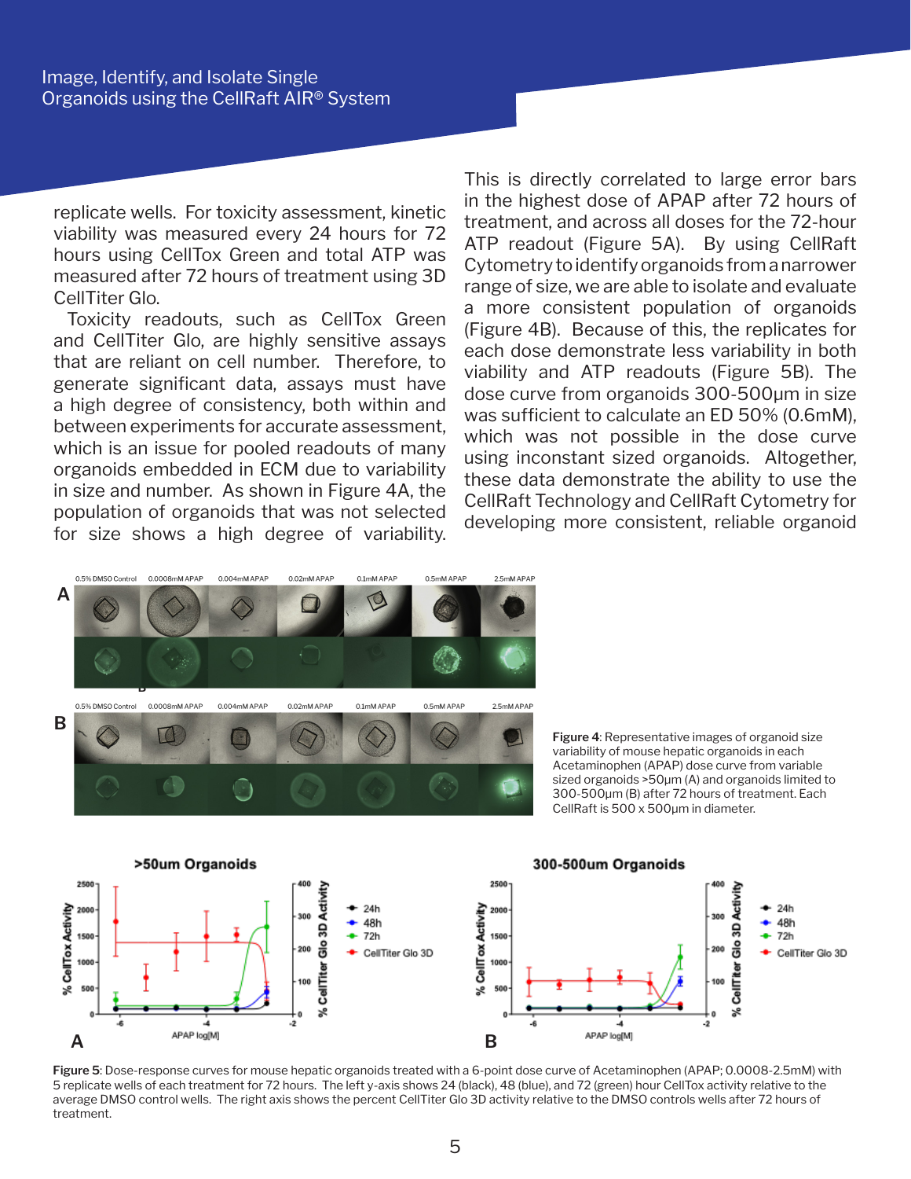replicate wells. For toxicity assessment, kinetic viability was measured every 24 hours for 72 hours using CellTox Green and total ATP was measured after 72 hours of treatment using 3D CellTiter Glo.

Toxicity readouts, such as CellTox Green and CellTiter Glo, are highly sensitive assays that are reliant on cell number. Therefore, to generate significant data, assays must have a high degree of consistency, both within and between experiments for accurate assessment, which is an issue for pooled readouts of many organoids embedded in ECM due to variability in size and number. As shown in Figure 4A, the population of organoids that was not selected for size shows a high degree of variability. This is directly correlated to large error bars in the highest dose of APAP after 72 hours of treatment, and across all doses for the 72-hour ATP readout (Figure 5A). By using CellRaft Cytometry to identify organoids from a narrower range of size, we are able to isolate and evaluate a more consistent population of organoids (Figure 4B). Because of this, the replicates for each dose demonstrate less variability in both viability and ATP readouts (Figure 5B). The dose curve from organoids 300-500µm in size was sufficient to calculate an ED 50% (0.6mM), which was not possible in the dose curve using inconstant sized organoids. Altogether, these data demonstrate the ability to use the CellRaft Technology and CellRaft Cytometry for developing more consistent, reliable organoid

**Figure 4**: Representative images of organoid size variability of mouse hepatic organoids in each Acetaminophen (APAP) dose curve from variable sized organoids >50µm (A) and organoids limited to 300-500µm (B) after 72 hours of treatment. Each CellRaft is 500 x 500µm in diameter.

**Figure 5**: Dose-response curves for mouse hepatic organoids treated with a 6-point dose curve of Acetaminophen (APAP; 0.0008-2.5mM) with 5 replicate wells of each treatment for 72 hours. The left y-axis shows 24 (black), 48 (blue), and 72 (green) hour CellTox activity relative to the average DMSO control wells. The right axis shows the percent CellTiter Glo 3D activity relative to the DMSO controls wells after 72 hours of treatment.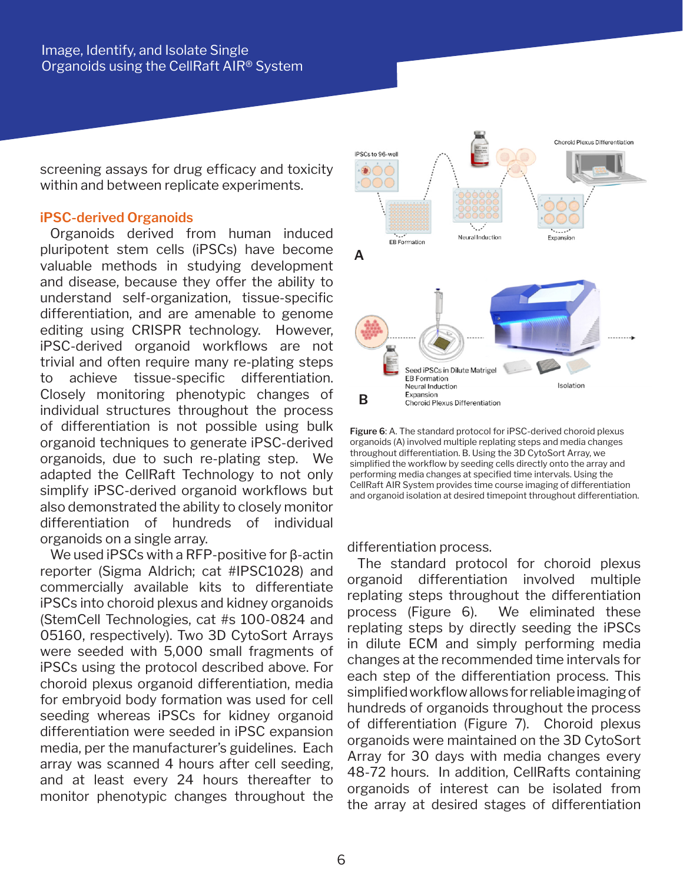screening assays for drug efficacy and toxicity within and between replicate experiments.

## iPSC-derived Organoids

Organoids derived from human induced pluripotent stem cells (iPSCs) have become valuable methods in studying development and disease, because they offer the ability to understand self-organization, tissue-specific differentiation, and are amenable to genome editing using CRISPR technology. However, iPSC-derived organoid workflows are not trivial and often require many re-plating steps to achieve tissue-specific differentiation. Closely monitoring phenotypic changes of individual structures throughout the process of differentiation is not possible using bulk organoid techniques to generate iPSC-derived organoids, due to such re-plating step. We adapted the CellRaft Technology to not only simplify iPSC-derived organoid workflows but also demonstrated the ability to closely monitor differentiation of hundreds of individual organoids on a single array.

We used iPSCs with a RFP-positive for β-actin reporter (Sigma Aldrich; cat #IPSC1028) and commercially available kits to differentiate iPSCs into choroid plexus and kidney organoids (StemCell Technologies, cat #s 100-0824 and 05160, respectively). Two 3D CytoSort Arrays were seeded with 5,000 small fragments of iPSCs using the protocol described above. For choroid plexus organoid differentiation, media for embryoid body formation was used for cell seeding whereas iPSCs for kidney organoid differentiation were seeded in iPSC expansion media, per the manufacturer's guidelines. Each array was scanned 4 hours after cell seeding, and at least every 24 hours thereafter to monitor phenotypic changes throughout the differentiation process.

**Figure 6**: A. The standard protocol for iPSC-derived choroid plexus organoids (A) involved multiple replating steps and media changes throughout differentiation. B. Using the 3D CytoSort Array, we simplified the workflow by seeding cells directly onto the array and performing media changes at specified time intervals. Using the CellRaft AIR System provides time course imaging of differentiation and organoid isolation at desired timepoint throughout differentiation.

The standard protocol for choroid plexus organoid differentiation involved multiple replating steps throughout the differentiation process (Figure 6). We eliminated these replating steps by directly seeding the iPSCs in dilute ECM and simply performing media changes at the recommended time intervals for each step of the differentiation process. This simplified workflow allows for reliable imaging of hundreds of organoids throughout the process of differentiation (Figure 7). Choroid plexus organoids were maintained on the 3D CytoSort Array for 30 days with media changes every 48-72 hours. In addition, CellRafts containing organoids of interest can be isolated from the array at desired stages of differentiation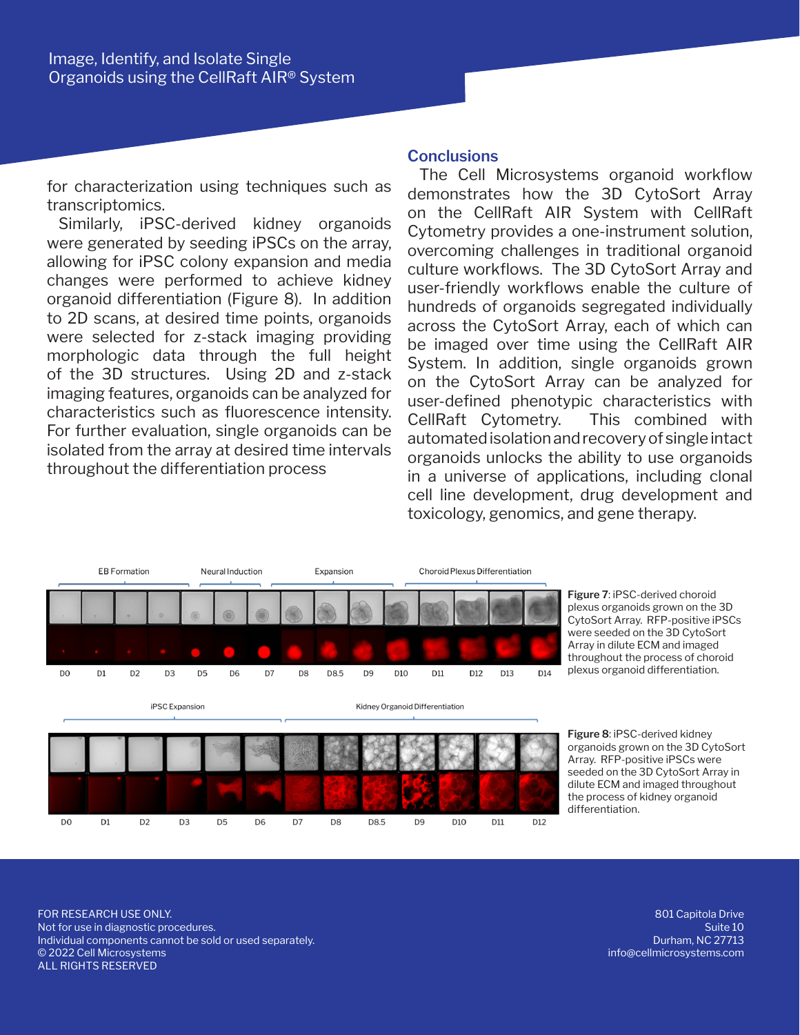for characterization using techniques such as transcriptomics.

Similarly, iPSC-derived kidney organoids were generated by seeding iPSCs on the array, allowing for iPSC colony expansion and media changes were performed to achieve kidney organoid differentiation (Figure 8). In addition to 2D scans, at desired time points, organoids were selected for z-stack imaging providing morphologic data through the full height of the 3D structures. Using 2D and z-stack imaging features, organoids can be analyzed for characteristics such as fluorescence intensity. For further evaluation, single organoids can be isolated from the array at desired time intervals throughout the differentiation process

## Conclusions

The Cell Microsystems organoid workflow demonstrates how the 3D CytoSort Array on the CellRaft AIR System with CellRaft Cytometry provides a one-instrument solution, overcoming challenges in traditional organoid culture workflows. The 3D CytoSort Array and user-friendly workflows enable the culture of hundreds of organoids segregated individually across the CytoSort Array, each of which can be imaged over time using the CellRaft AIR System. In addition, single organoids grown on the CytoSort Array can be analyzed for user-defined phenotypic characteristics with CellRaft Cytometry. This combined with automated isolation and recovery of single intact organoids unlocks the ability to use organoids in a universe of applications, including clonal cell line development, drug development and toxicology, genomics, and gene therapy.

EB Formation
Neural Induction
Expansion
Choroid Plexus Differentiation
D0 D1 D2 D3 D5 D6 D7 D8 D8.5 D9 D10 D11 D12 D13 D14

**Figure 7**: iPSC-derived choroid plexus organoids grown on the 3D CytoSort Array. RFP-positive iPSCs were seeded on the 3D CytoSort Array in dilute ECM and imaged throughout the process of choroid plexus organoid differentiation.

iPSC Expansion
Kidney Organoid Differentiation
D0 D1 D2 D3 D5 D6 D7 D8 D8.5 D9 D10 D11 D12

**Figure 8**: iPSC-derived kidney organoids grown on the 3D CytoSort Array. RFP-positive iPSCs were seeded on the 3D CytoSort Array in dilute ECM and imaged throughout the process of kidney organoid differentiation.

FOR RESEARCH USE ONLY.
Not for use in diagnostic procedures.
Individual components cannot be sold or used separately.
© 2022 Cell Microsystems
ALL RIGHTS RESERVED

801 Capitola Drive
Suite 10
Durham, NC 27713
info@cellmicrosystems.com